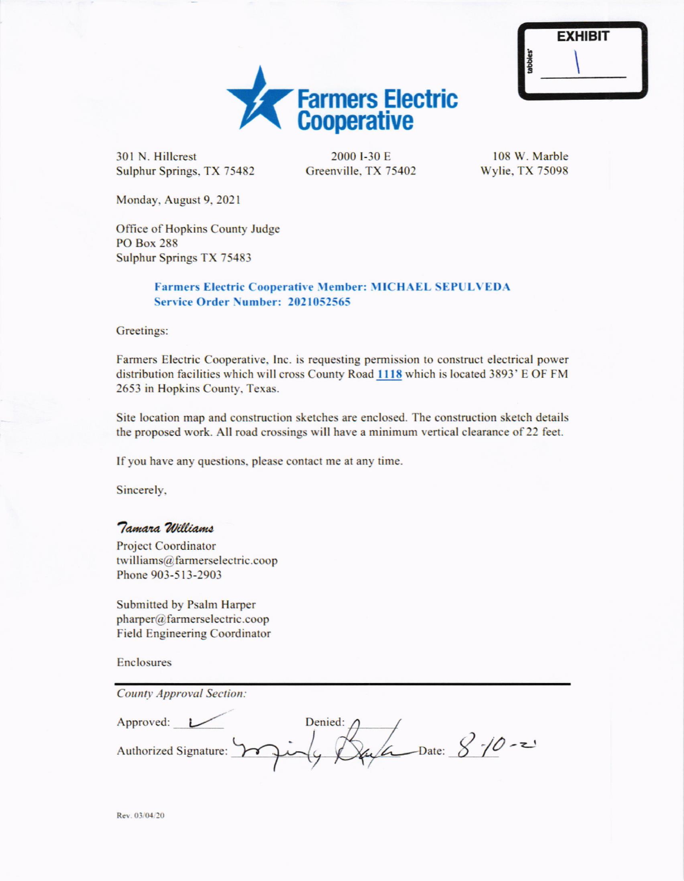EXHIBIT 1

# Farmers Electric Cooperative

301 N. Hillcrest
Sulphur Springs, TX 75482

2000 I-30 E
Greenville, TX 75402

108 W. Marble
Wylie, TX 75098

Monday, August 9, 2021

Office of Hopkins County Judge
PO Box 288
Sulphur Springs TX 75483

**Farmers Electric Cooperative Member: MICHAEL SEPULVEDA**
**Service Order Number: 2021052565**

Greetings:

Farmers Electric Cooperative, Inc. is requesting permission to construct electrical power distribution facilities which will cross County Road 1118 which is located 3893' E OF FM 2653 in Hopkins County, Texas.

Site location map and construction sketches are enclosed. The construction sketch details the proposed work. All road crossings will have a minimum vertical clearance of 22 feet.

If you have any questions, please contact me at any time.

Sincerely,

*Tamara Williams*
Project Coordinator
twilliams@farmerselectric.coop
Phone 903-513-2903

Submitted by Psalm Harper
pharper@farmerselectric.coop
Field Engineering Coordinator

Enclosures

---

*County Approval Section:*

Approved: ✓ Denied: ______

Authorized Signature: [signature] Date: 8-10-21

Rev. 03/04/20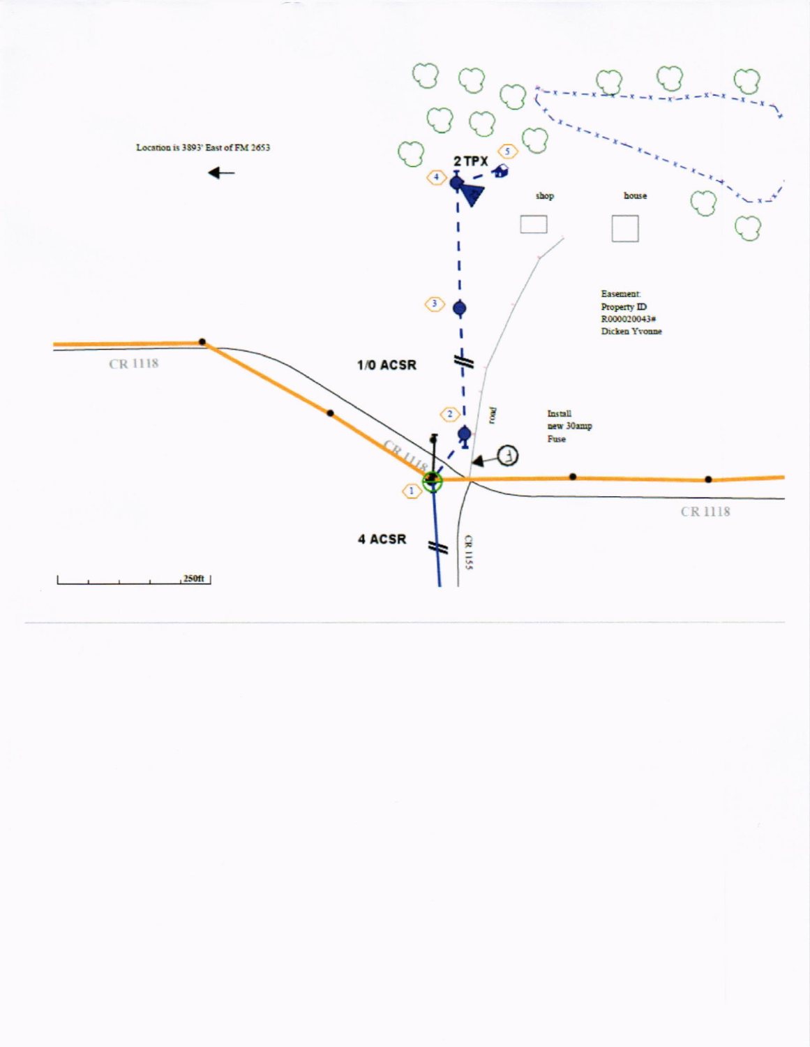Location is 3893' East of FM 2653

2 TPX

shop

house

Easement:
Property ID
R000020043#
Dicken Yvonne

CR 1118

1/0 ACSR

road

Install
new 30amp
Fuse

CR 1118

CR 1118

4 ACSR

CR 1155

250ft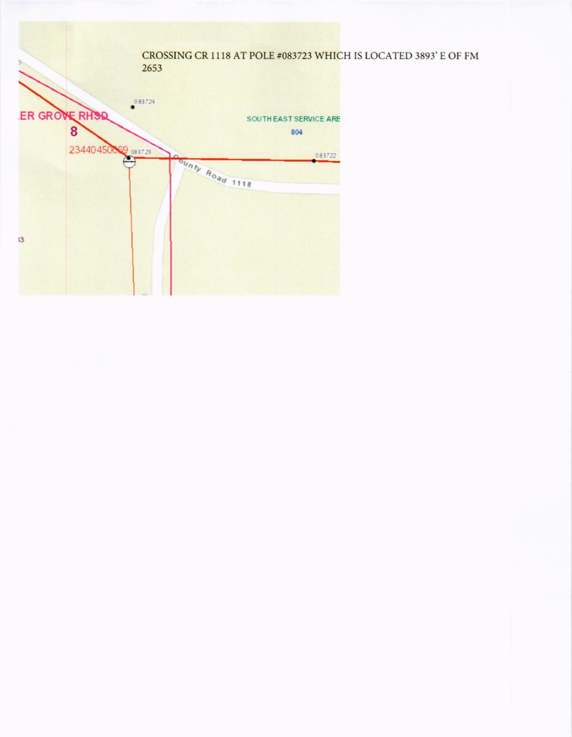CROSSING CR 1118 AT POLE #083723 WHICH IS LOCATED 3893' E OF FM 2653

083724

ER GROVE RHSD

8

23440450069 083723

SOUTH EAST SERVICE ARE

804

083722

County Road 1118